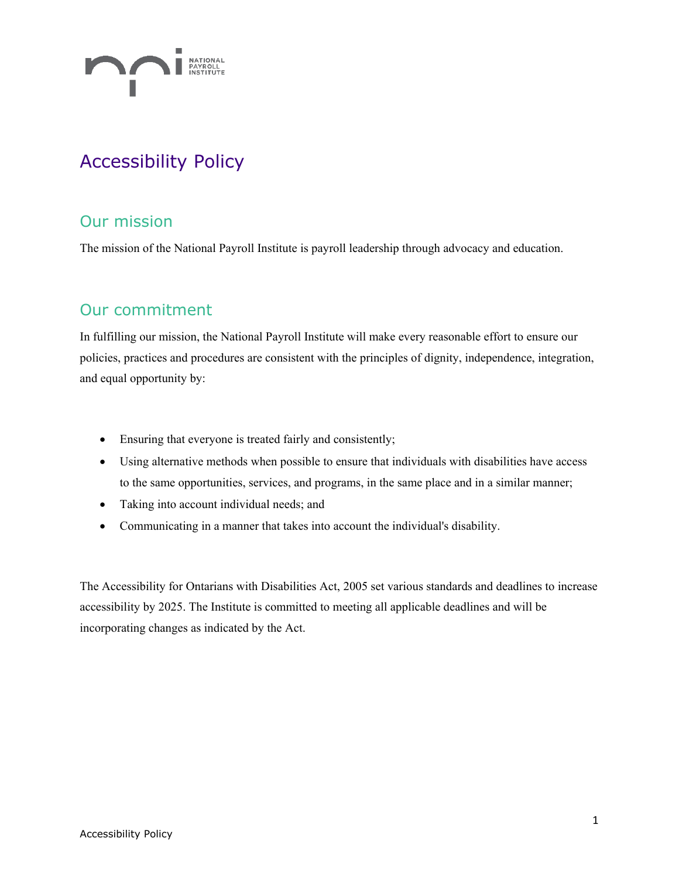# Accessibility Policy

## Our mission

The mission of the National Payroll Institute is payroll leadership through advocacy and education.

## Our commitment

In fulfilling our mission, the National Payroll Institute will make every reasonable effort to ensure our policies, practices and procedures are consistent with the principles of dignity, independence, integration, and equal opportunity by:

- Ensuring that everyone is treated fairly and consistently;
- Using alternative methods when possible to ensure that individuals with disabilities have access to the same opportunities, services, and programs, in the same place and in a similar manner;
- Taking into account individual needs; and
- Communicating in a manner that takes into account the individual's disability.

The Accessibility for Ontarians with Disabilities Act, 2005 set various standards and deadlines to increase accessibility by 2025. The Institute is committed to meeting all applicable deadlines and will be incorporating changes as indicated by the Act.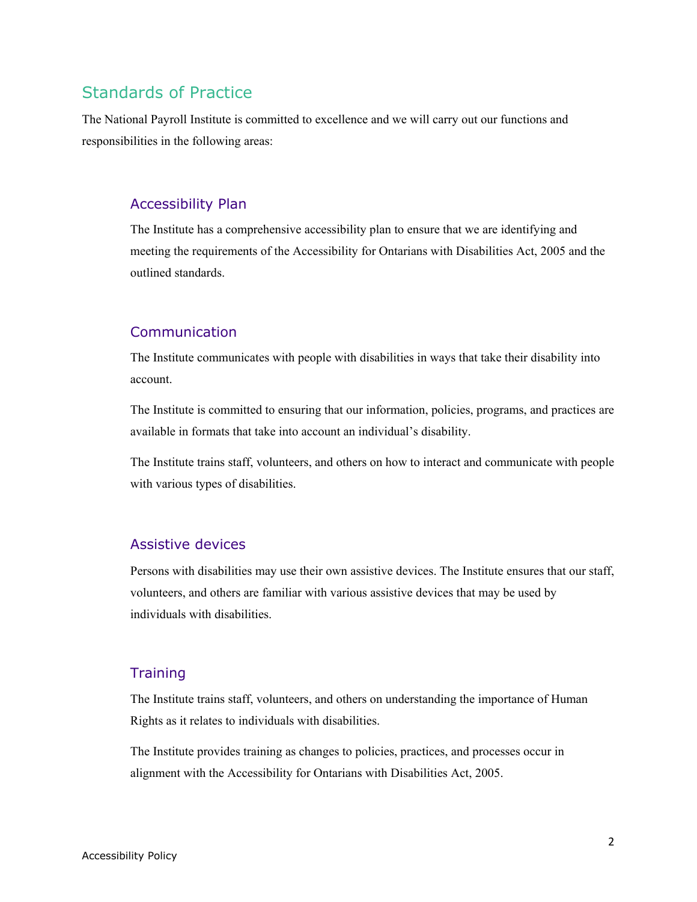## Standards of Practice

The National Payroll Institute is committed to excellence and we will carry out our functions and responsibilities in the following areas:

### Accessibility Plan

The Institute has a comprehensive accessibility plan to ensure that we are identifying and meeting the requirements of the Accessibility for Ontarians with Disabilities Act, 2005 and the outlined standards.

### Communication

The Institute communicates with people with disabilities in ways that take their disability into account.

The Institute is committed to ensuring that our information, policies, programs, and practices are available in formats that take into account an individual's disability.

The Institute trains staff, volunteers, and others on how to interact and communicate with people with various types of disabilities.

### Assistive devices

Persons with disabilities may use their own assistive devices. The Institute ensures that our staff, volunteers, and others are familiar with various assistive devices that may be used by individuals with disabilities.

### Training

The Institute trains staff, volunteers, and others on understanding the importance of Human Rights as it relates to individuals with disabilities.

The Institute provides training as changes to policies, practices, and processes occur in alignment with the Accessibility for Ontarians with Disabilities Act, 2005.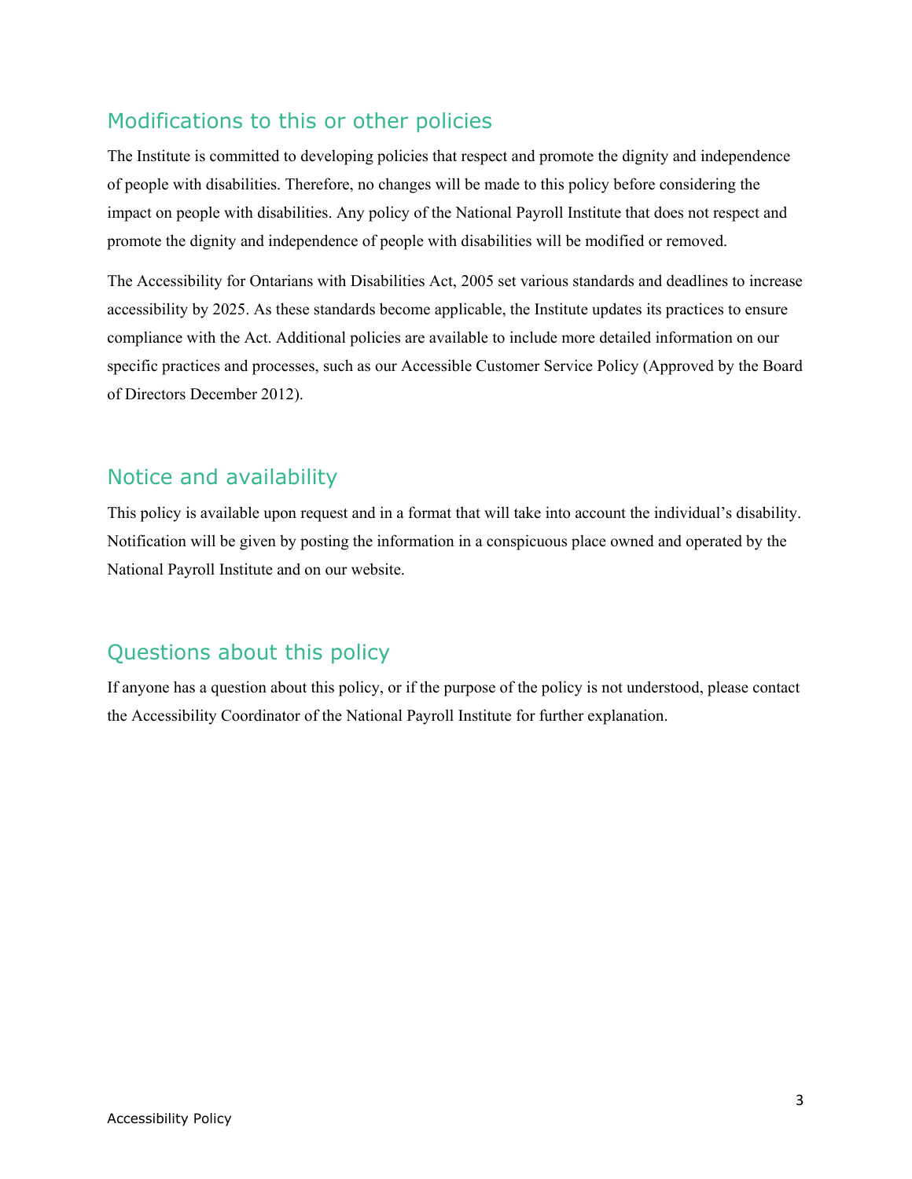## Modifications to this or other policies

The Institute is committed to developing policies that respect and promote the dignity and independence of people with disabilities. Therefore, no changes will be made to this policy before considering the impact on people with disabilities. Any policy of the National Payroll Institute that does not respect and promote the dignity and independence of people with disabilities will be modified or removed.

The Accessibility for Ontarians with Disabilities Act, 2005 set various standards and deadlines to increase accessibility by 2025. As these standards become applicable, the Institute updates its practices to ensure compliance with the Act. Additional policies are available to include more detailed information on our specific practices and processes, such as our Accessible Customer Service Policy (Approved by the Board of Directors December 2012).

## Notice and availability

This policy is available upon request and in a format that will take into account the individual's disability. Notification will be given by posting the information in a conspicuous place owned and operated by the National Payroll Institute and on our website.

## Questions about this policy

If anyone has a question about this policy, or if the purpose of the policy is not understood, please contact the Accessibility Coordinator of the National Payroll Institute for further explanation.